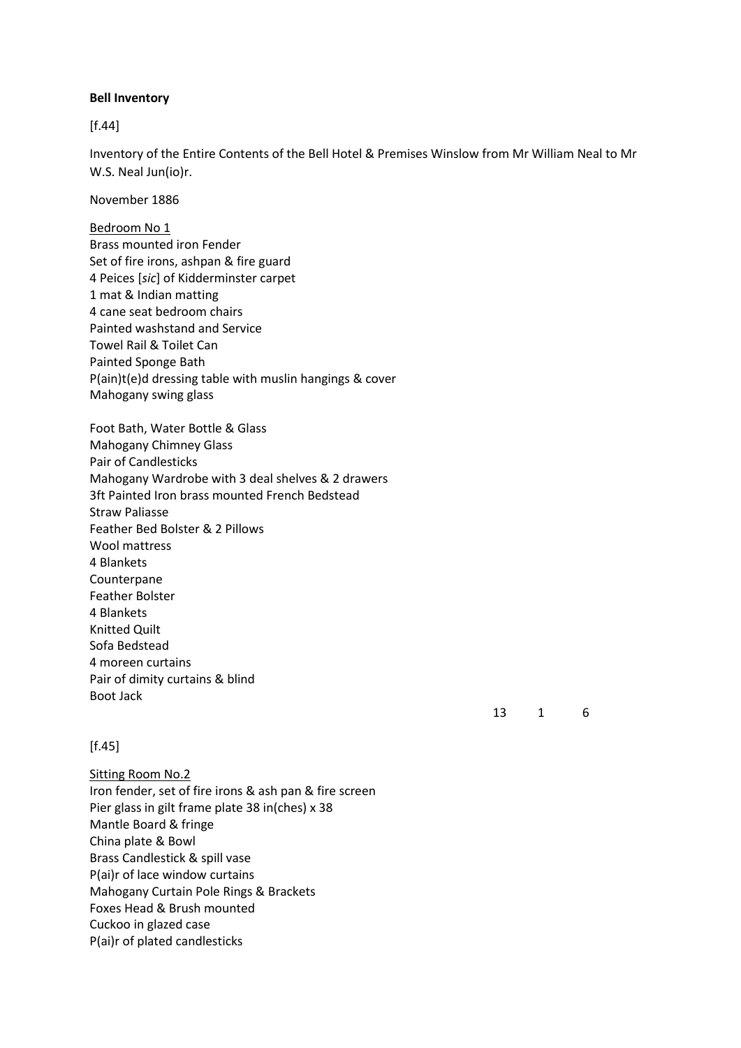**Bell Inventory**

[f.44]

Inventory of the Entire Contents of the Bell Hotel & Premises Winslow from Mr William Neal to Mr W.S. Neal Jun(io)r.

November 1886

<u>Bedroom No 1</u>
Brass mounted iron Fender
Set of fire irons, ashpan & fire guard
4 Peices [*sic*] of Kidderminster carpet
1 mat & Indian matting
4 cane seat bedroom chairs
Painted washstand and Service
Towel Rail & Toilet Can
Painted Sponge Bath
P(ain)t(e)d dressing table with muslin hangings & cover
Mahogany swing glass

Foot Bath, Water Bottle & Glass
Mahogany Chimney Glass
Pair of Candlesticks
Mahogany Wardrobe with 3 deal shelves & 2 drawers
3ft Painted Iron brass mounted French Bedstead
Straw Paliasse
Feather Bed Bolster & 2 Pillows
Wool mattress
4 Blankets
Counterpane
Feather Bolster
4 Blankets
Knitted Quilt
Sofa Bedstead
4 moreen curtains
Pair of dimity curtains & blind
Boot Jack

13 1 6

[f.45]

<u>Sitting Room No.2</u>
Iron fender, set of fire irons & ash pan & fire screen
Pier glass in gilt frame plate 38 in(ches) x 38
Mantle Board & fringe
China plate & Bowl
Brass Candlestick & spill vase
P(ai)r of lace window curtains
Mahogany Curtain Pole Rings & Brackets
Foxes Head & Brush mounted
Cuckoo in glazed case
P(ai)r of plated candlesticks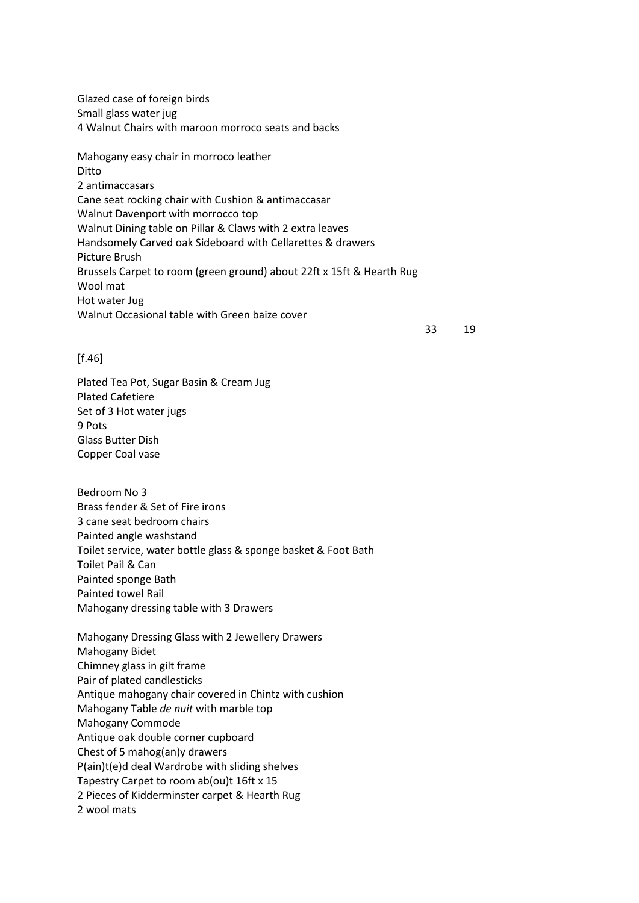Glazed case of foreign birds
Small glass water jug
4 Walnut Chairs with maroon morroco seats and backs

Mahogany easy chair in morroco leather
Ditto
2 antimaccasars
Cane seat rocking chair with Cushion & antimaccasar
Walnut Davenport with morrocco top
Walnut Dining table on Pillar & Claws with 2 extra leaves
Handsomely Carved oak Sideboard with Cellarettes & drawers
Picture Brush
Brussels Carpet to room (green ground) about 22ft x 15ft & Hearth Rug
Wool mat
Hot water Jug
Walnut Occasional table with Green baize cover

33 19

[f.46]

Plated Tea Pot, Sugar Basin & Cream Jug
Plated Cafetiere
Set of 3 Hot water jugs
9 Pots
Glass Butter Dish
Copper Coal vase

<u>Bedroom No 3</u>
Brass fender & Set of Fire irons
3 cane seat bedroom chairs
Painted angle washstand
Toilet service, water bottle glass & sponge basket & Foot Bath
Toilet Pail & Can
Painted sponge Bath
Painted towel Rail
Mahogany dressing table with 3 Drawers

Mahogany Dressing Glass with 2 Jewellery Drawers
Mahogany Bidet
Chimney glass in gilt frame
Pair of plated candlesticks
Antique mahogany chair covered in Chintz with cushion
Mahogany Table *de nuit* with marble top
Mahogany Commode
Antique oak double corner cupboard
Chest of 5 mahog(an)y drawers
P(ain)t(e)d deal Wardrobe with sliding shelves
Tapestry Carpet to room ab(ou)t 16ft x 15
2 Pieces of Kidderminster carpet & Hearth Rug
2 wool mats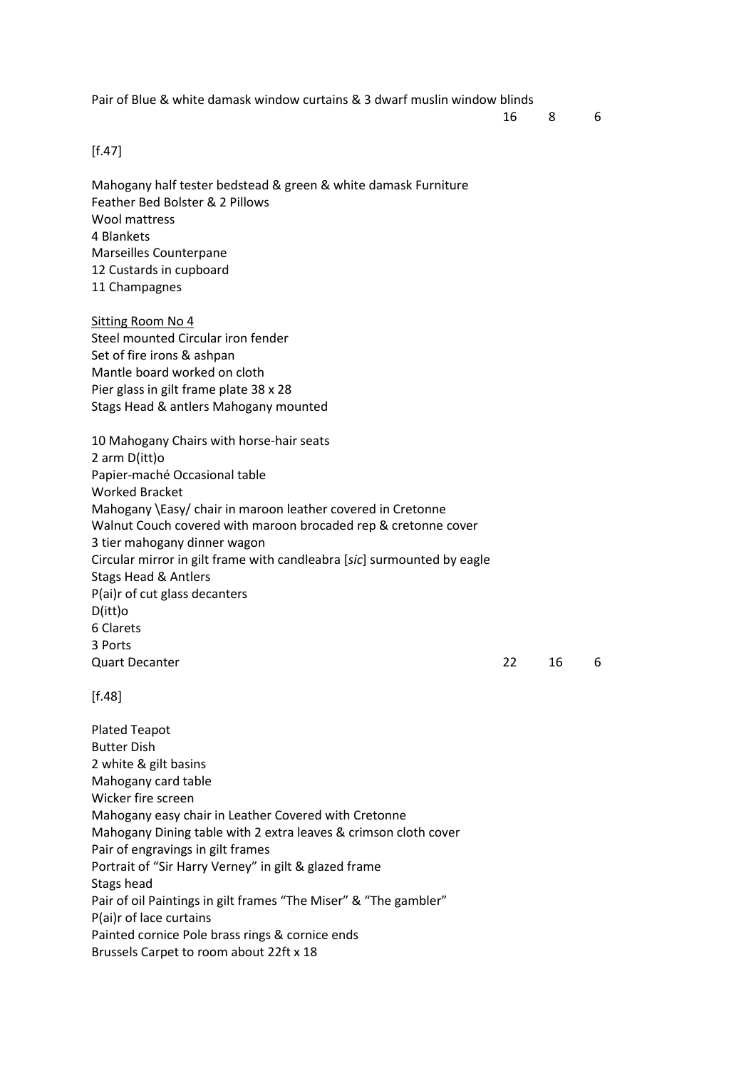Pair of Blue & white damask window curtains & 3 dwarf muslin window blinds

16 8 6

[f.47]

Mahogany half tester bedstead & green & white damask Furniture
Feather Bed Bolster & 2 Pillows
Wool mattress
4 Blankets
Marseilles Counterpane
12 Custards in cupboard
11 Champagnes

<u>Sitting Room No 4</u>
Steel mounted Circular iron fender
Set of fire irons & ashpan
Mantle board worked on cloth
Pier glass in gilt frame plate 38 x 28
Stags Head & antlers Mahogany mounted

10 Mahogany Chairs with horse-hair seats
2 arm D(itt)o
Papier-maché Occasional table
Worked Bracket
Mahogany \Easy/ chair in maroon leather covered in Cretonne
Walnut Couch covered with maroon brocaded rep & cretonne cover
3 tier mahogany dinner wagon
Circular mirror in gilt frame with candleabra [*sic*] surmounted by eagle
Stags Head & Antlers
P(ai)r of cut glass decanters
D(itt)o
6 Clarets
3 Ports
Quart Decanter 22 16 6

[f.48]

Plated Teapot
Butter Dish
2 white & gilt basins
Mahogany card table
Wicker fire screen
Mahogany easy chair in Leather Covered with Cretonne
Mahogany Dining table with 2 extra leaves & crimson cloth cover
Pair of engravings in gilt frames
Portrait of "Sir Harry Verney" in gilt & glazed frame
Stags head
Pair of oil Paintings in gilt frames "The Miser" & "The gambler"
P(ai)r of lace curtains
Painted cornice Pole brass rings & cornice ends
Brussels Carpet to room about 22ft x 18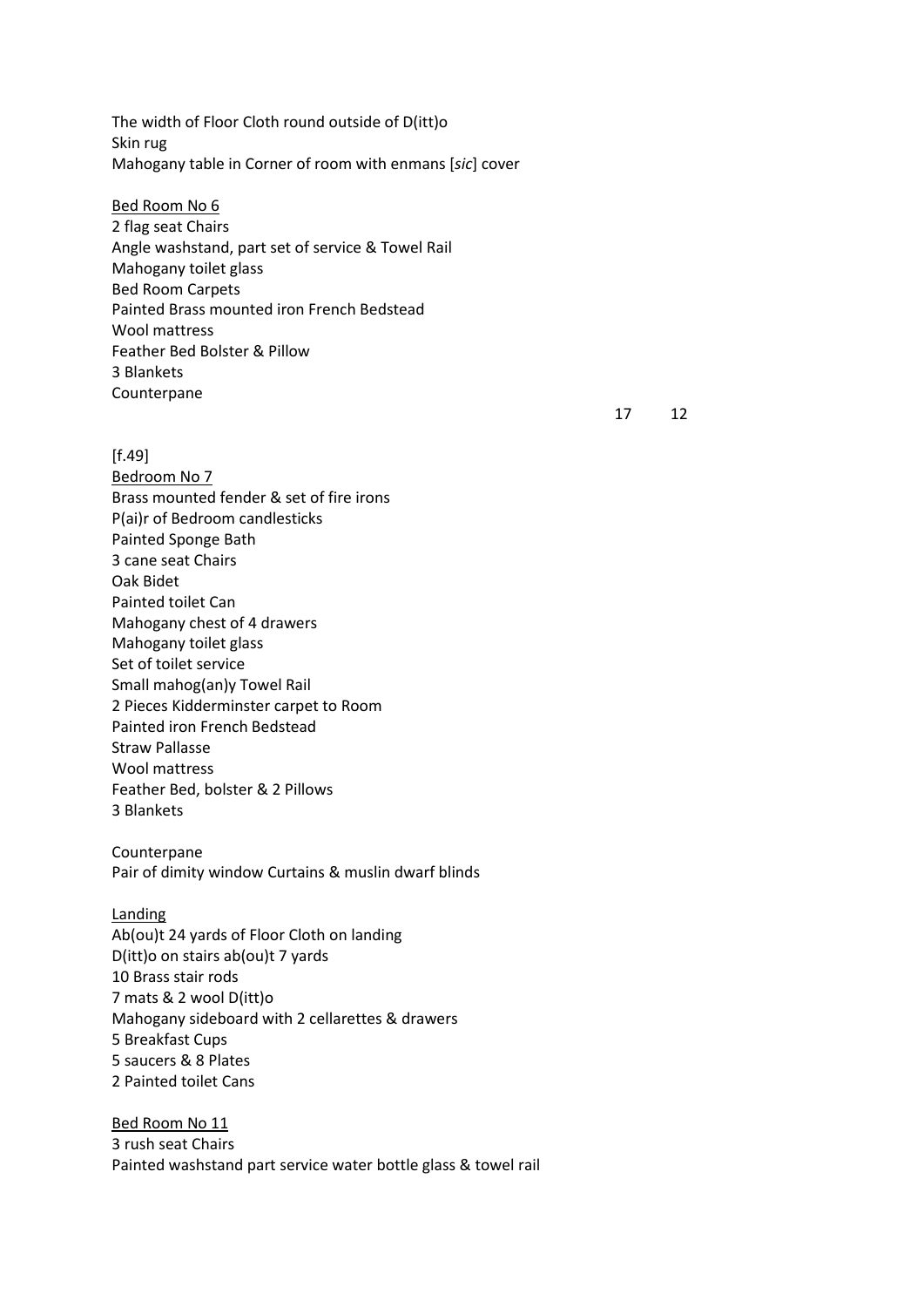The width of Floor Cloth round outside of D(itt)o
Skin rug
Mahogany table in Corner of room with enmans [*sic*] cover

<u>Bed Room No 6</u>
2 flag seat Chairs
Angle washstand, part set of service & Towel Rail
Mahogany toilet glass
Bed Room Carpets
Painted Brass mounted iron French Bedstead
Wool mattress
Feather Bed Bolster & Pillow
3 Blankets
Counterpane

17 12

[f.49]
<u>Bedroom No 7</u>
Brass mounted fender & set of fire irons
P(ai)r of Bedroom candlesticks
Painted Sponge Bath
3 cane seat Chairs
Oak Bidet
Painted toilet Can
Mahogany chest of 4 drawers
Mahogany toilet glass
Set of toilet service
Small mahog(an)y Towel Rail
2 Pieces Kidderminster carpet to Room
Painted iron French Bedstead
Straw Pallasse
Wool mattress
Feather Bed, bolster & 2 Pillows
3 Blankets

Counterpane
Pair of dimity window Curtains & muslin dwarf blinds

<u>Landing</u>
Ab(ou)t 24 yards of Floor Cloth on landing
D(itt)o on stairs ab(ou)t 7 yards
10 Brass stair rods
7 mats & 2 wool D(itt)o
Mahogany sideboard with 2 cellarettes & drawers
5 Breakfast Cups
5 saucers & 8 Plates
2 Painted toilet Cans

<u>Bed Room No 11</u>
3 rush seat Chairs
Painted washstand part service water bottle glass & towel rail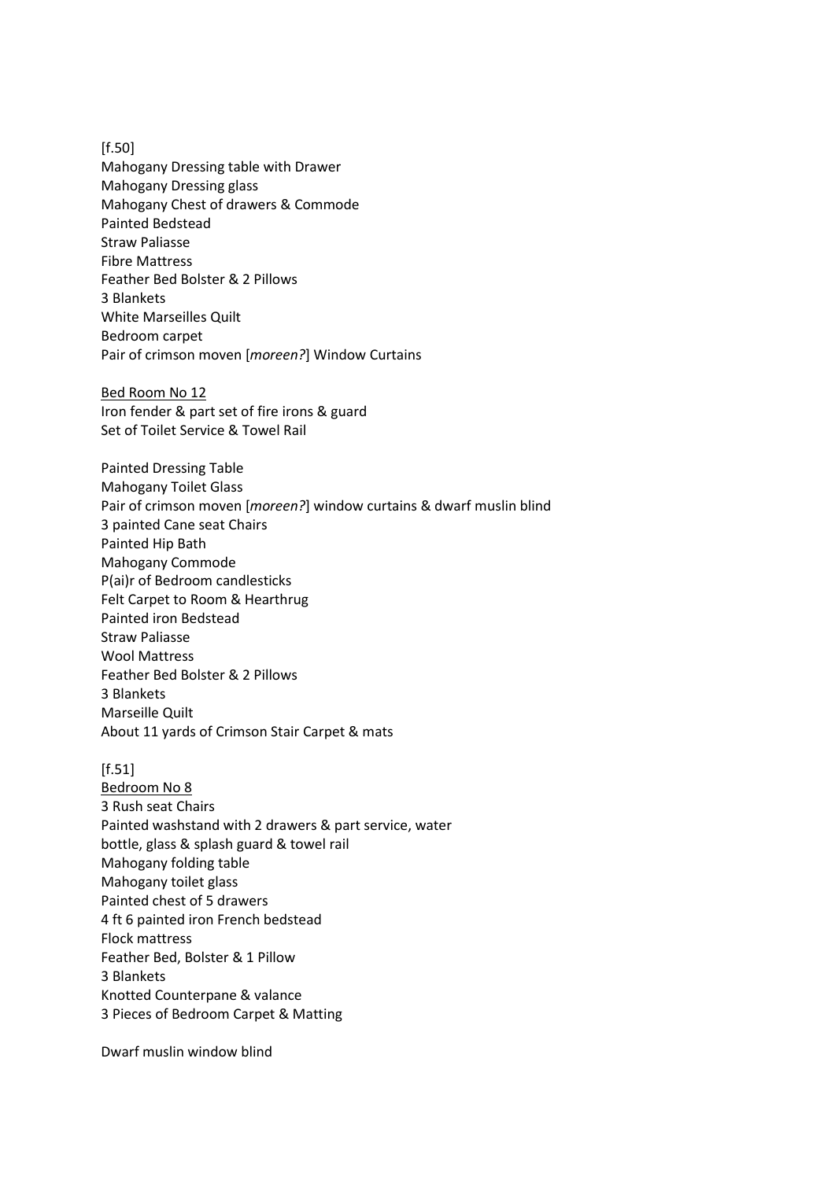[f.50]
Mahogany Dressing table with Drawer
Mahogany Dressing glass
Mahogany Chest of drawers & Commode
Painted Bedstead
Straw Paliasse
Fibre Mattress
Feather Bed Bolster & 2 Pillows
3 Blankets
White Marseilles Quilt
Bedroom carpet
Pair of crimson moven [*moreen?*] Window Curtains

<u>Bed Room No 12</u>
Iron fender & part set of fire irons & guard
Set of Toilet Service & Towel Rail

Painted Dressing Table
Mahogany Toilet Glass
Pair of crimson moven [*moreen?*] window curtains & dwarf muslin blind
3 painted Cane seat Chairs
Painted Hip Bath
Mahogany Commode
P(ai)r of Bedroom candlesticks
Felt Carpet to Room & Hearthrug
Painted iron Bedstead
Straw Paliasse
Wool Mattress
Feather Bed Bolster & 2 Pillows
3 Blankets
Marseille Quilt
About 11 yards of Crimson Stair Carpet & mats

[f.51]
<u>Bedroom No 8</u>
3 Rush seat Chairs
Painted washstand with 2 drawers & part service, water bottle, glass & splash guard & towel rail
Mahogany folding table
Mahogany toilet glass
Painted chest of 5 drawers
4 ft 6 painted iron French bedstead
Flock mattress
Feather Bed, Bolster & 1 Pillow
3 Blankets
Knotted Counterpane & valance
3 Pieces of Bedroom Carpet & Matting

Dwarf muslin window blind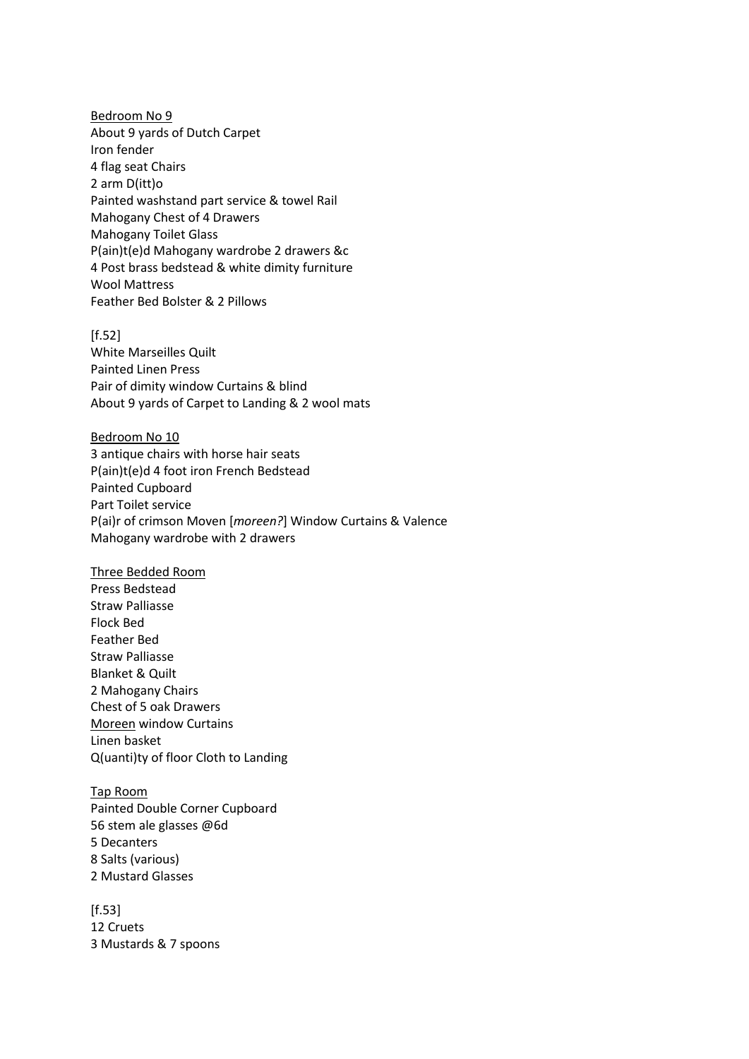<u>Bedroom No 9</u>
About 9 yards of Dutch Carpet
Iron fender
4 flag seat Chairs
2 arm D(itt)o
Painted washstand part service & towel Rail
Mahogany Chest of 4 Drawers
Mahogany Toilet Glass
P(ain)t(e)d Mahogany wardrobe 2 drawers &c
4 Post brass bedstead & white dimity furniture
Wool Mattress
Feather Bed Bolster & 2 Pillows

[f.52]
White Marseilles Quilt
Painted Linen Press
Pair of dimity window Curtains & blind
About 9 yards of Carpet to Landing & 2 wool mats

<u>Bedroom No 10</u>
3 antique chairs with horse hair seats
P(ain)t(e)d 4 foot iron French Bedstead
Painted Cupboard
Part Toilet service
P(ai)r of crimson Moven [*moreen?*] Window Curtains & Valence
Mahogany wardrobe with 2 drawers

<u>Three Bedded Room</u>
Press Bedstead
Straw Palliasse
Flock Bed
Feather Bed
Straw Palliasse
Blanket & Quilt
2 Mahogany Chairs
Chest of 5 oak Drawers
<u>Moreen</u> window Curtains
Linen basket
Q(uanti)ty of floor Cloth to Landing

<u>Tap Room</u>
Painted Double Corner Cupboard
56 stem ale glasses @6d
5 Decanters
8 Salts (various)
2 Mustard Glasses

[f.53]
12 Cruets
3 Mustards & 7 spoons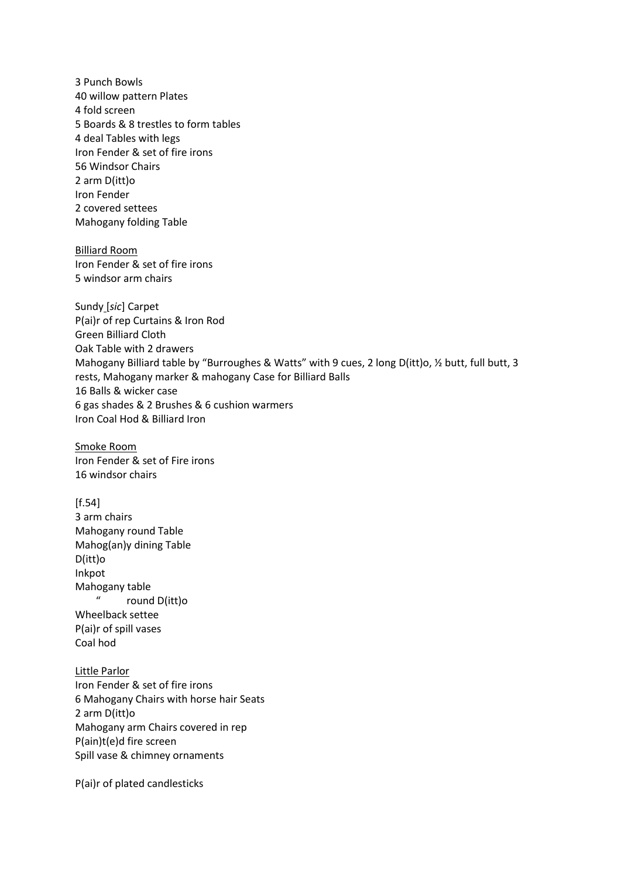3 Punch Bowls
40 willow pattern Plates
4 fold screen
5 Boards & 8 trestles to form tables
4 deal Tables with legs
Iron Fender & set of fire irons
56 Windsor Chairs
2 arm D(itt)o
Iron Fender
2 covered settees
Mahogany folding Table

<u>Billiard Room</u>
Iron Fender & set of fire irons
5 windsor arm chairs

Sundy [*sic*] Carpet
P(ai)r of rep Curtains & Iron Rod
Green Billiard Cloth
Oak Table with 2 drawers
Mahogany Billiard table by "Burroughes & Watts" with 9 cues, 2 long D(itt)o, ½ butt, full butt, 3 rests, Mahogany marker & mahogany Case for Billiard Balls
16 Balls & wicker case
6 gas shades & 2 Brushes & 6 cushion warmers
Iron Coal Hod & Billiard Iron

<u>Smoke Room</u>
Iron Fender & set of Fire irons
16 windsor chairs

[f.54]
3 arm chairs
Mahogany round Table
Mahog(an)y dining Table
D(itt)o
Inkpot
Mahogany table
" round D(itt)o
Wheelback settee
P(ai)r of spill vases
Coal hod

<u>Little Parlor</u>
Iron Fender & set of fire irons
6 Mahogany Chairs with horse hair Seats
2 arm D(itt)o
Mahogany arm Chairs covered in rep
P(ain)t(e)d fire screen
Spill vase & chimney ornaments

P(ai)r of plated candlesticks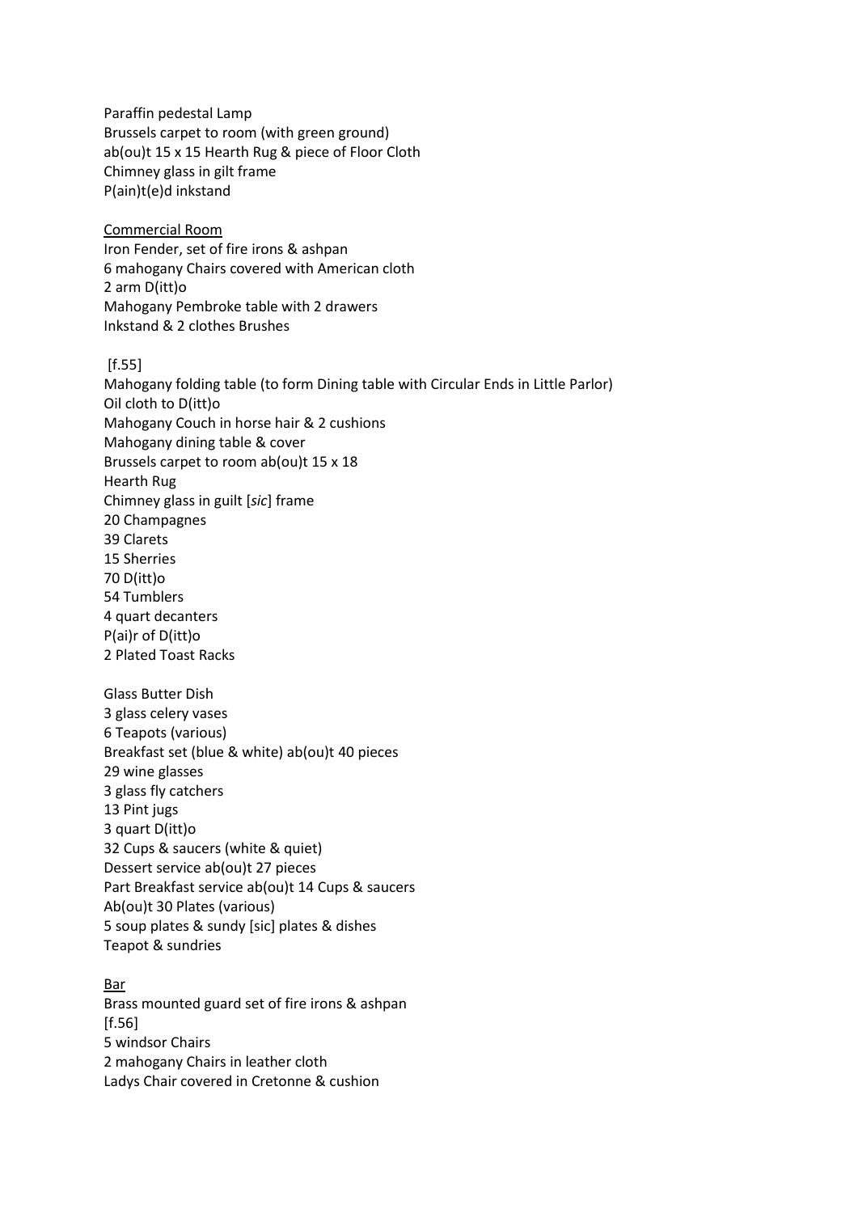Paraffin pedestal Lamp
Brussels carpet to room (with green ground)
ab(ou)t 15 x 15 Hearth Rug & piece of Floor Cloth
Chimney glass in gilt frame
P(ain)t(e)d inkstand

<u>Commercial Room</u>
Iron Fender, set of fire irons & ashpan
6 mahogany Chairs covered with American cloth
2 arm D(itt)o
Mahogany Pembroke table with 2 drawers
Inkstand & 2 clothes Brushes

[f.55]
Mahogany folding table (to form Dining table with Circular Ends in Little Parlor)
Oil cloth to D(itt)o
Mahogany Couch in horse hair & 2 cushions
Mahogany dining table & cover
Brussels carpet to room ab(ou)t 15 x 18
Hearth Rug
Chimney glass in guilt [*sic*] frame
20 Champagnes
39 Clarets
15 Sherries
70 D(itt)o
54 Tumblers
4 quart decanters
P(ai)r of D(itt)o
2 Plated Toast Racks

Glass Butter Dish
3 glass celery vases
6 Teapots (various)
Breakfast set (blue & white) ab(ou)t 40 pieces
29 wine glasses
3 glass fly catchers
13 Pint jugs
3 quart D(itt)o
32 Cups & saucers (white & quiet)
Dessert service ab(ou)t 27 pieces
Part Breakfast service ab(ou)t 14 Cups & saucers
Ab(ou)t 30 Plates (various)
5 soup plates & sundy [sic] plates & dishes
Teapot & sundries

<u>Bar</u>
Brass mounted guard set of fire irons & ashpan
[f.56]
5 windsor Chairs
2 mahogany Chairs in leather cloth
Ladys Chair covered in Cretonne & cushion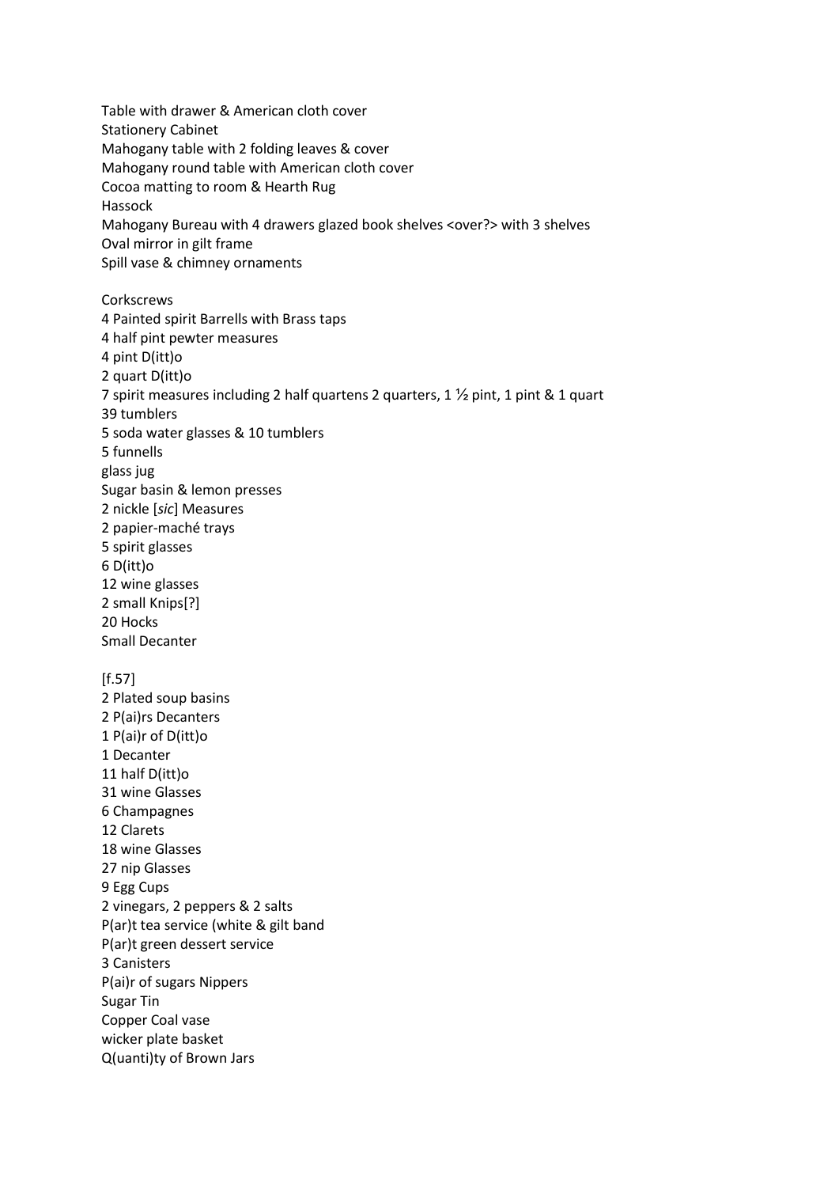Table with drawer & American cloth cover
Stationery Cabinet
Mahogany table with 2 folding leaves & cover
Mahogany round table with American cloth cover
Cocoa matting to room & Hearth Rug
Hassock
Mahogany Bureau with 4 drawers glazed book shelves <over?> with 3 shelves
Oval mirror in gilt frame
Spill vase & chimney ornaments

Corkscrews
4 Painted spirit Barrells with Brass taps
4 half pint pewter measures
4 pint D(itt)o
2 quart D(itt)o
7 spirit measures including 2 half quartens 2 quarters, 1 ½ pint, 1 pint & 1 quart
39 tumblers
5 soda water glasses & 10 tumblers
5 funnells
glass jug
Sugar basin & lemon presses
2 nickle [*sic*] Measures
2 papier-maché trays
5 spirit glasses
6 D(itt)o
12 wine glasses
2 small Knips[?]
20 Hocks
Small Decanter

[f.57]
2 Plated soup basins
2 P(ai)rs Decanters
1 P(ai)r of D(itt)o
1 Decanter
11 half D(itt)o
31 wine Glasses
6 Champagnes
12 Clarets
18 wine Glasses
27 nip Glasses
9 Egg Cups
2 vinegars, 2 peppers & 2 salts
P(ar)t tea service (white & gilt band
P(ar)t green dessert service
3 Canisters
P(ai)r of sugars Nippers
Sugar Tin
Copper Coal vase
wicker plate basket
Q(uanti)ty of Brown Jars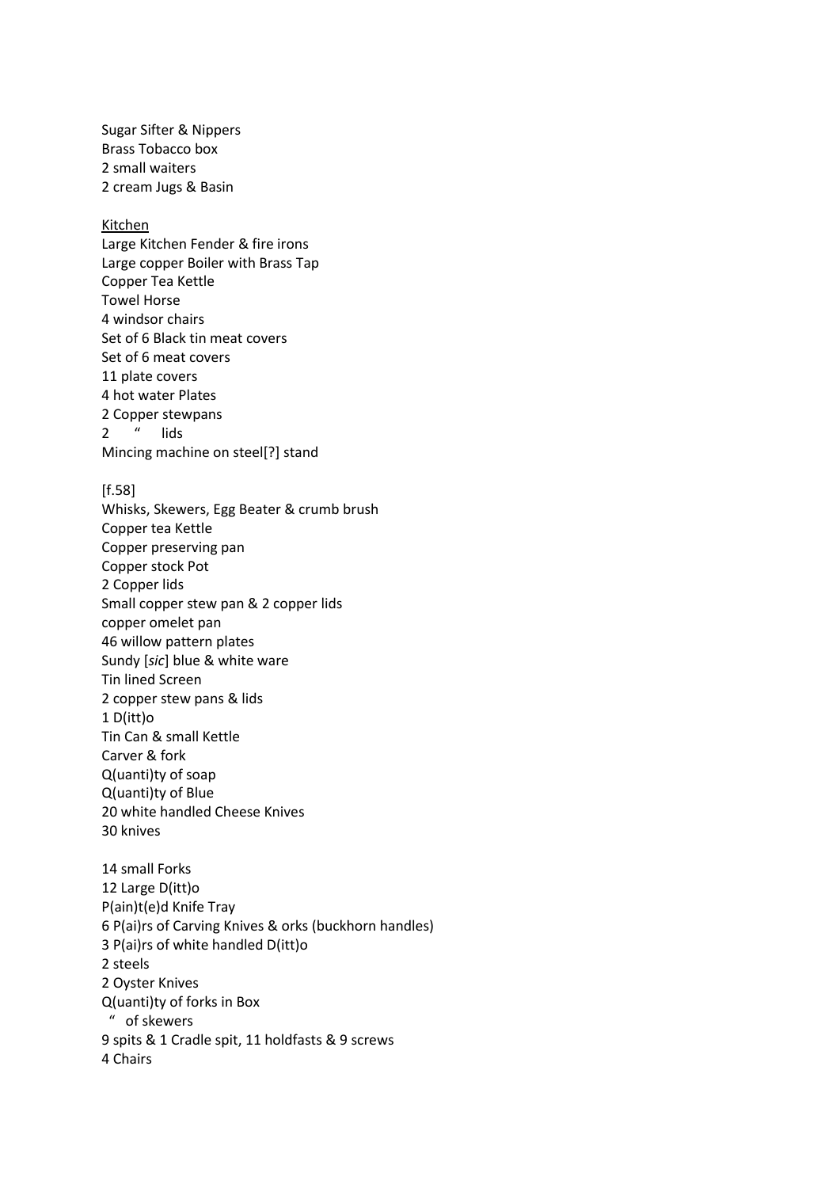Sugar Sifter & Nippers
Brass Tobacco box
2 small waiters
2 cream Jugs & Basin

<u>Kitchen</u>
Large Kitchen Fender & fire irons
Large copper Boiler with Brass Tap
Copper Tea Kettle
Towel Horse
4 windsor chairs
Set of 6 Black tin meat covers
Set of 6 meat covers
11 plate covers
4 hot water Plates
2 Copper stewpans
2 " lids
Mincing machine on steel[?] stand

[f.58]
Whisks, Skewers, Egg Beater & crumb brush
Copper tea Kettle
Copper preserving pan
Copper stock Pot
2 Copper lids
Small copper stew pan & 2 copper lids
copper omelet pan
46 willow pattern plates
Sundy [*sic*] blue & white ware
Tin lined Screen
2 copper stew pans & lids
1 D(itt)o
Tin Can & small Kettle
Carver & fork
Q(uanti)ty of soap
Q(uanti)ty of Blue
20 white handled Cheese Knives
30 knives

14 small Forks
12 Large D(itt)o
P(ain)t(e)d Knife Tray
6 P(ai)rs of Carving Knives & orks (buckhorn handles)
3 P(ai)rs of white handled D(itt)o
2 steels
2 Oyster Knives
Q(uanti)ty of forks in Box
" of skewers
9 spits & 1 Cradle spit, 11 holdfasts & 9 screws
4 Chairs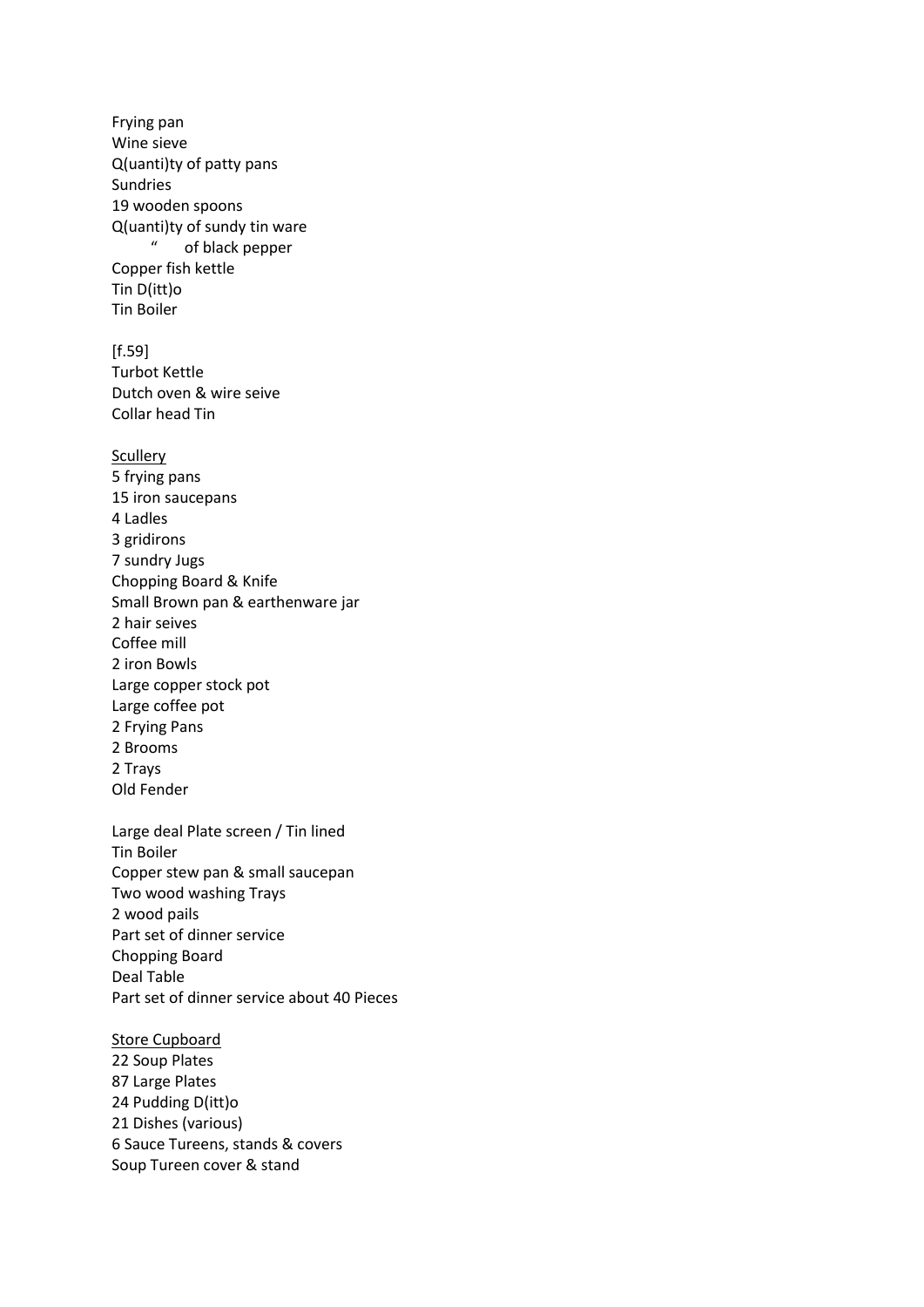Frying pan
Wine sieve
Q(uanti)ty of patty pans
Sundries
19 wooden spoons
Q(uanti)ty of sundy tin ware
" of black pepper
Copper fish kettle
Tin D(itt)o
Tin Boiler

[f.59]
Turbot Kettle
Dutch oven & wire seive
Collar head Tin

<u>Scullery</u>
5 frying pans
15 iron saucepans
4 Ladles
3 gridirons
7 sundry Jugs
Chopping Board & Knife
Small Brown pan & earthenware jar
2 hair seives
Coffee mill
2 iron Bowls
Large copper stock pot
Large coffee pot
2 Frying Pans
2 Brooms
2 Trays
Old Fender

Large deal Plate screen / Tin lined
Tin Boiler
Copper stew pan & small saucepan
Two wood washing Trays
2 wood pails
Part set of dinner service
Chopping Board
Deal Table
Part set of dinner service about 40 Pieces

<u>Store Cupboard</u>
22 Soup Plates
87 Large Plates
24 Pudding D(itt)o
21 Dishes (various)
6 Sauce Tureens, stands & covers
Soup Tureen cover & stand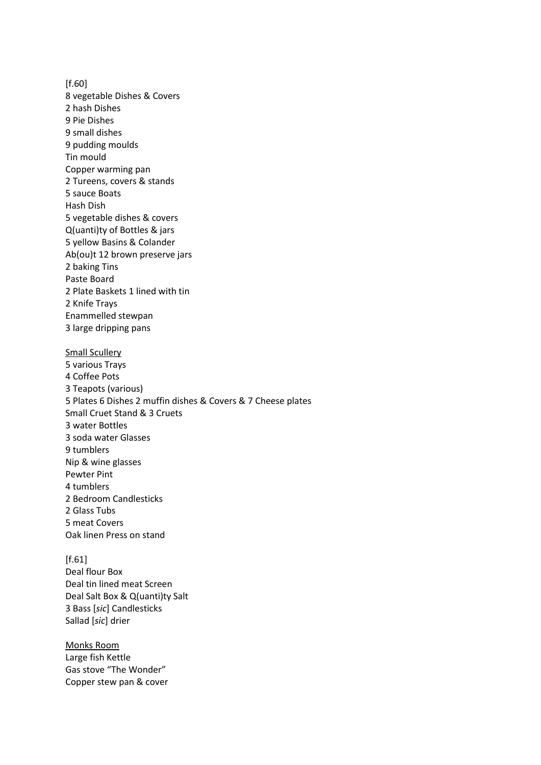[f.60]
8 vegetable Dishes & Covers
2 hash Dishes
9 Pie Dishes
9 small dishes
9 pudding moulds
Tin mould
Copper warming pan
2 Tureens, covers & stands
5 sauce Boats
Hash Dish
5 vegetable dishes & covers
Q(uanti)ty of Bottles & jars
5 yellow Basins & Colander
Ab(ou)t 12 brown preserve jars
2 baking Tins
Paste Board
2 Plate Baskets 1 lined with tin
2 Knife Trays
Enammelled stewpan
3 large dripping pans

<u>Small Scullery</u>
5 various Trays
4 Coffee Pots
3 Teapots (various)
5 Plates 6 Dishes 2 muffin dishes & Covers & 7 Cheese plates
Small Cruet Stand & 3 Cruets
3 water Bottles
3 soda water Glasses
9 tumblers
Nip & wine glasses
Pewter Pint
4 tumblers
2 Bedroom Candlesticks
2 Glass Tubs
5 meat Covers
Oak linen Press on stand

[f.61]
Deal flour Box
Deal tin lined meat Screen
Deal Salt Box & Q(uanti)ty Salt
3 Bass [*sic*] Candlesticks
Sallad [*sic*] drier

<u>Monks Room</u>
Large fish Kettle
Gas stove "The Wonder"
Copper stew pan & cover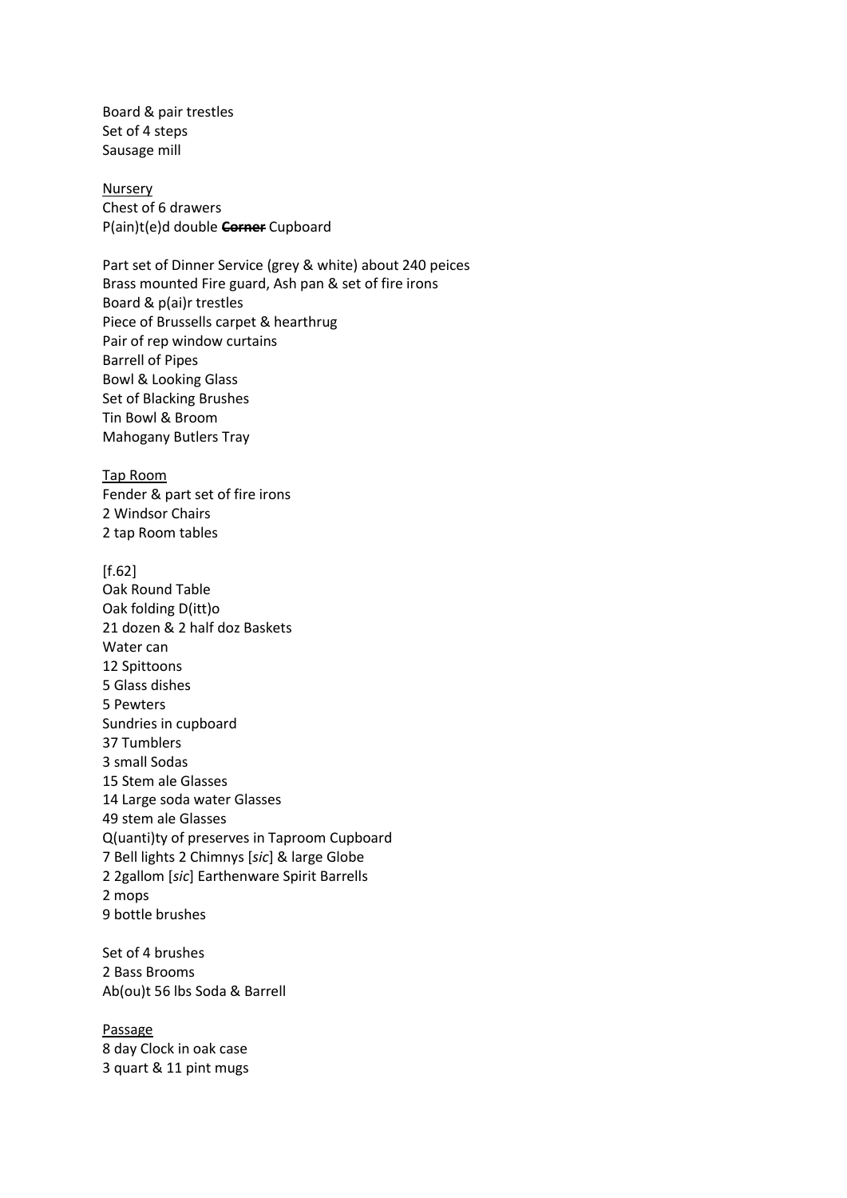Board & pair trestles
Set of 4 steps
Sausage mill

<u>Nursery</u>
Chest of 6 drawers
P(ain)t(e)d double ~~Corner~~ Cupboard

Part set of Dinner Service (grey & white) about 240 peices
Brass mounted Fire guard, Ash pan & set of fire irons
Board & p(ai)r trestles
Piece of Brussells carpet & hearthrug
Pair of rep window curtains
Barrell of Pipes
Bowl & Looking Glass
Set of Blacking Brushes
Tin Bowl & Broom
Mahogany Butlers Tray

<u>Tap Room</u>
Fender & part set of fire irons
2 Windsor Chairs
2 tap Room tables

[f.62]
Oak Round Table
Oak folding D(itt)o
21 dozen & 2 half doz Baskets
Water can
12 Spittoons
5 Glass dishes
5 Pewters
Sundries in cupboard
37 Tumblers
3 small Sodas
15 Stem ale Glasses
14 Large soda water Glasses
49 stem ale Glasses
Q(uanti)ty of preserves in Taproom Cupboard
7 Bell lights 2 Chimnys [*sic*] & large Globe
2 2gallom [*sic*] Earthenware Spirit Barrells
2 mops
9 bottle brushes

Set of 4 brushes
2 Bass Brooms
Ab(ou)t 56 lbs Soda & Barrell

<u>Passage</u>
8 day Clock in oak case
3 quart & 11 pint mugs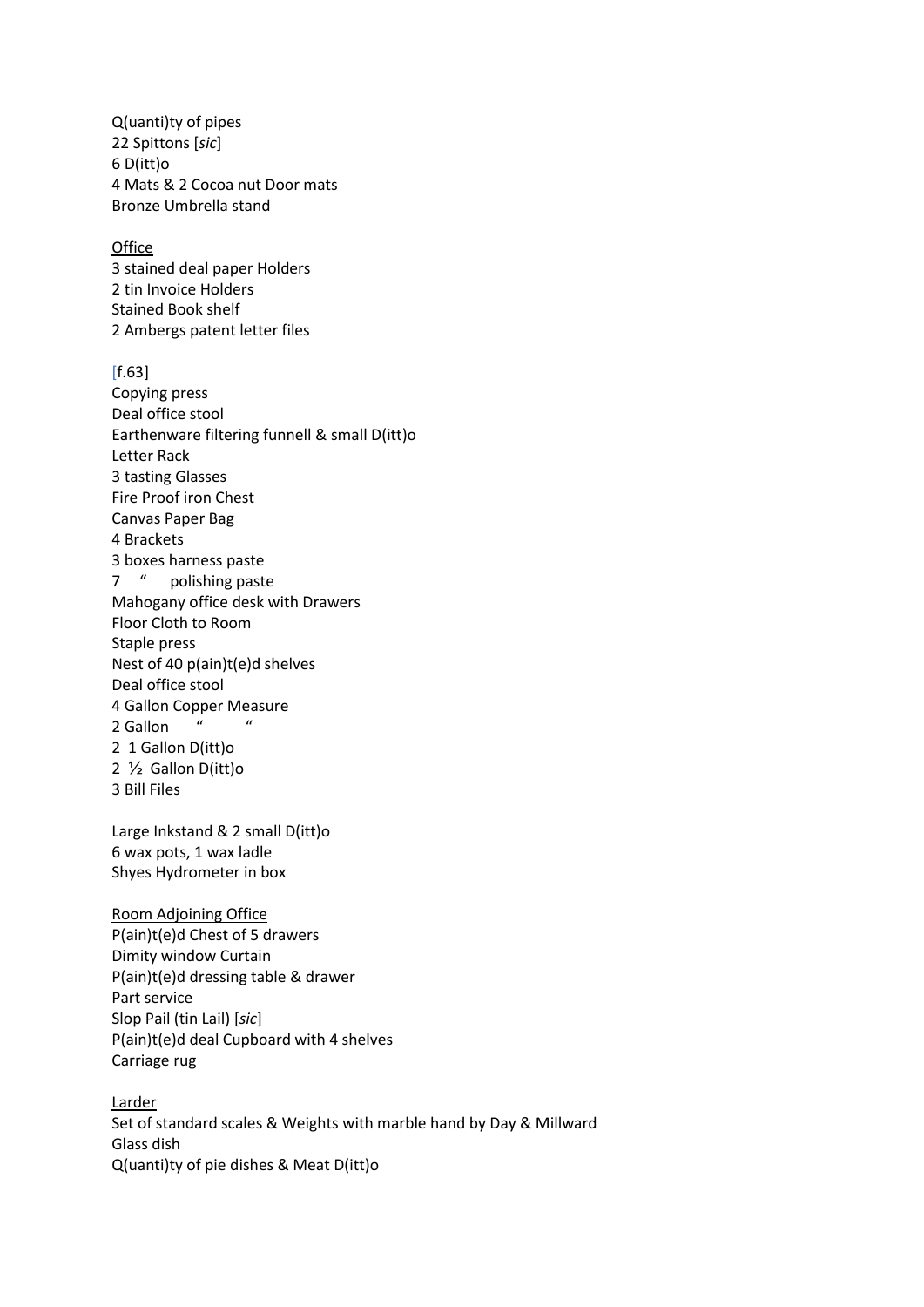Q(uanti)ty of pipes  
22 Spittons [*sic*]  
6 D(itt)o  
4 Mats & 2 Cocoa nut Door mats  
Bronze Umbrella stand

<u>Office</u>  
3 stained deal paper Holders  
2 tin Invoice Holders  
Stained Book shelf  
2 Ambergs patent letter files

[f.63]  
Copying press  
Deal office stool  
Earthenware filtering funnell & small D(itt)o  
Letter Rack  
3 tasting Glasses  
Fire Proof iron Chest  
Canvas Paper Bag  
4 Brackets  
3 boxes harness paste  
7 " polishing paste  
Mahogany office desk with Drawers  
Floor Cloth to Room  
Staple press  
Nest of 40 p(ain)t(e)d shelves  
Deal office stool  
4 Gallon Copper Measure  
2 Gallon " "  
2 1 Gallon D(itt)o  
2 ½ Gallon D(itt)o  
3 Bill Files

Large Inkstand & 2 small D(itt)o  
6 wax pots, 1 wax ladle  
Shyes Hydrometer in box

<u>Room Adjoining Office</u>  
P(ain)t(e)d Chest of 5 drawers  
Dimity window Curtain  
P(ain)t(e)d dressing table & drawer  
Part service  
Slop Pail (tin Lail) [*sic*]  
P(ain)t(e)d deal Cupboard with 4 shelves  
Carriage rug

<u>Larder</u>  
Set of standard scales & Weights with marble hand by Day & Millward  
Glass dish  
Q(uanti)ty of pie dishes & Meat D(itt)o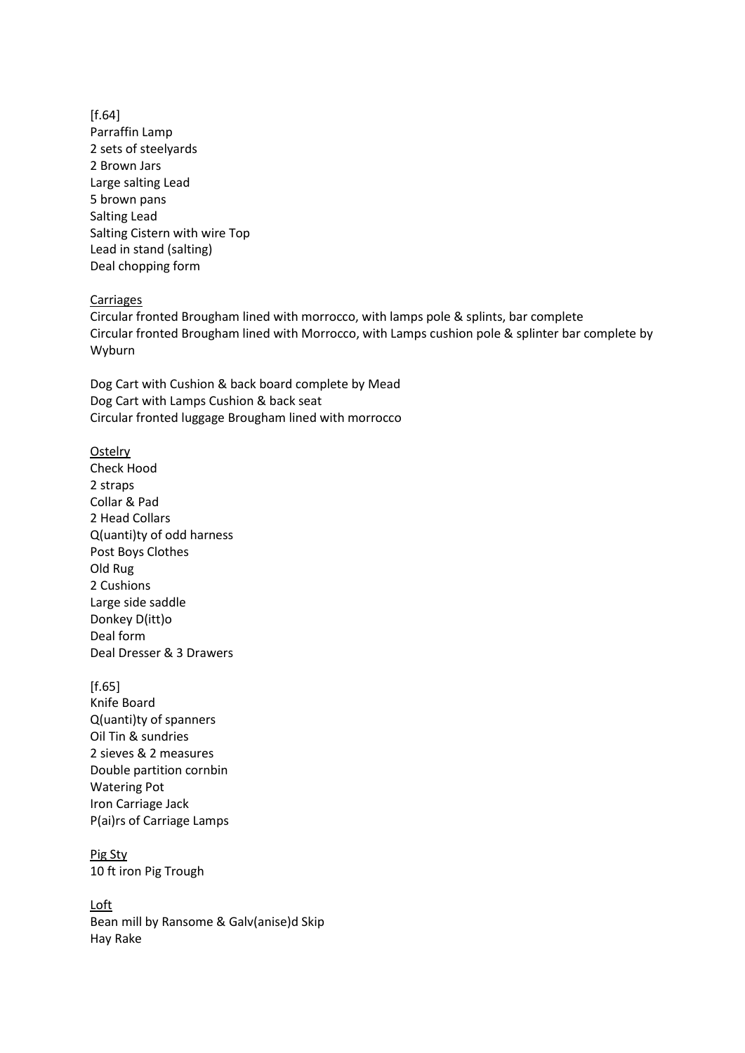[f.64]
Parraffin Lamp
2 sets of steelyards
2 Brown Jars
Large salting Lead
5 brown pans
Salting Lead
Salting Cistern with wire Top
Lead in stand (salting)
Deal chopping form

<u>Carriages</u>
Circular fronted Brougham lined with morrocco, with lamps pole & splints, bar complete
Circular fronted Brougham lined with Morrocco, with Lamps cushion pole & splinter bar complete by Wyburn

Dog Cart with Cushion & back board complete by Mead
Dog Cart with Lamps Cushion & back seat
Circular fronted luggage Brougham lined with morrocco

<u>Ostelry</u>
Check Hood
2 straps
Collar & Pad
2 Head Collars
Q(uanti)ty of odd harness
Post Boys Clothes
Old Rug
2 Cushions
Large side saddle
Donkey D(itt)o
Deal form
Deal Dresser & 3 Drawers

[f.65]
Knife Board
Q(uanti)ty of spanners
Oil Tin & sundries
2 sieves & 2 measures
Double partition cornbin
Watering Pot
Iron Carriage Jack
P(ai)rs of Carriage Lamps

<u>Pig Sty</u>
10 ft iron Pig Trough

<u>Loft</u>
Bean mill by Ransome & Galv(anise)d Skip
Hay Rake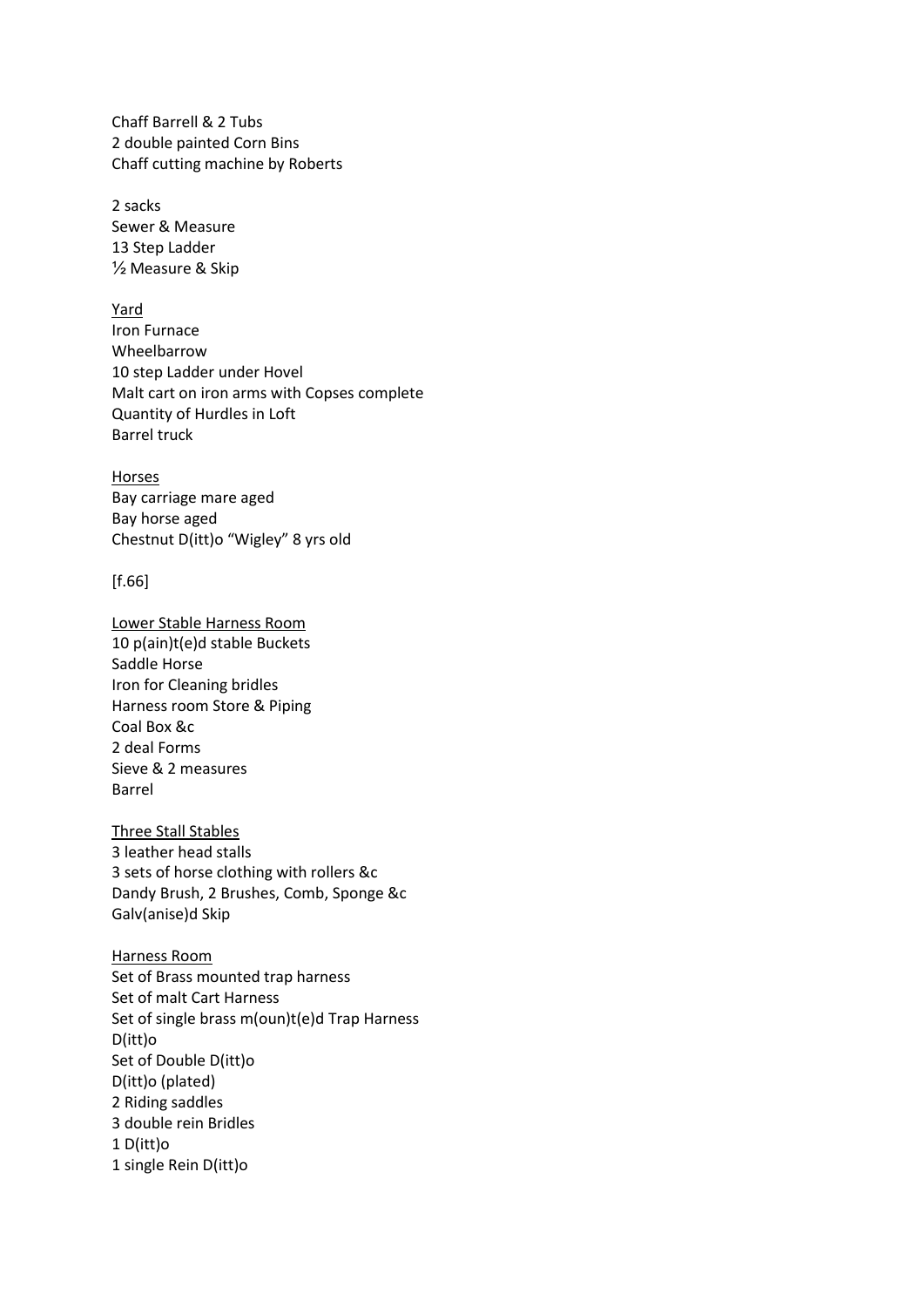Chaff Barrell & 2 Tubs
2 double painted Corn Bins
Chaff cutting machine by Roberts

2 sacks
Sewer & Measure
13 Step Ladder
½ Measure & Skip

<u>Yard</u>
Iron Furnace
Wheelbarrow
10 step Ladder under Hovel
Malt cart on iron arms with Copses complete
Quantity of Hurdles in Loft
Barrel truck

<u>Horses</u>
Bay carriage mare aged
Bay horse aged
Chestnut D(itt)o "Wigley" 8 yrs old

[f.66]

<u>Lower Stable Harness Room</u>
10 p(ain)t(e)d stable Buckets
Saddle Horse
Iron for Cleaning bridles
Harness room Store & Piping
Coal Box &c
2 deal Forms
Sieve & 2 measures
Barrel

<u>Three Stall Stables</u>
3 leather head stalls
3 sets of horse clothing with rollers &c
Dandy Brush, 2 Brushes, Comb, Sponge &c
Galv(anise)d Skip

<u>Harness Room</u>
Set of Brass mounted trap harness
Set of malt Cart Harness
Set of single brass m(oun)t(e)d Trap Harness
D(itt)o
Set of Double D(itt)o
D(itt)o (plated)
2 Riding saddles
3 double rein Bridles
1 D(itt)o
1 single Rein D(itt)o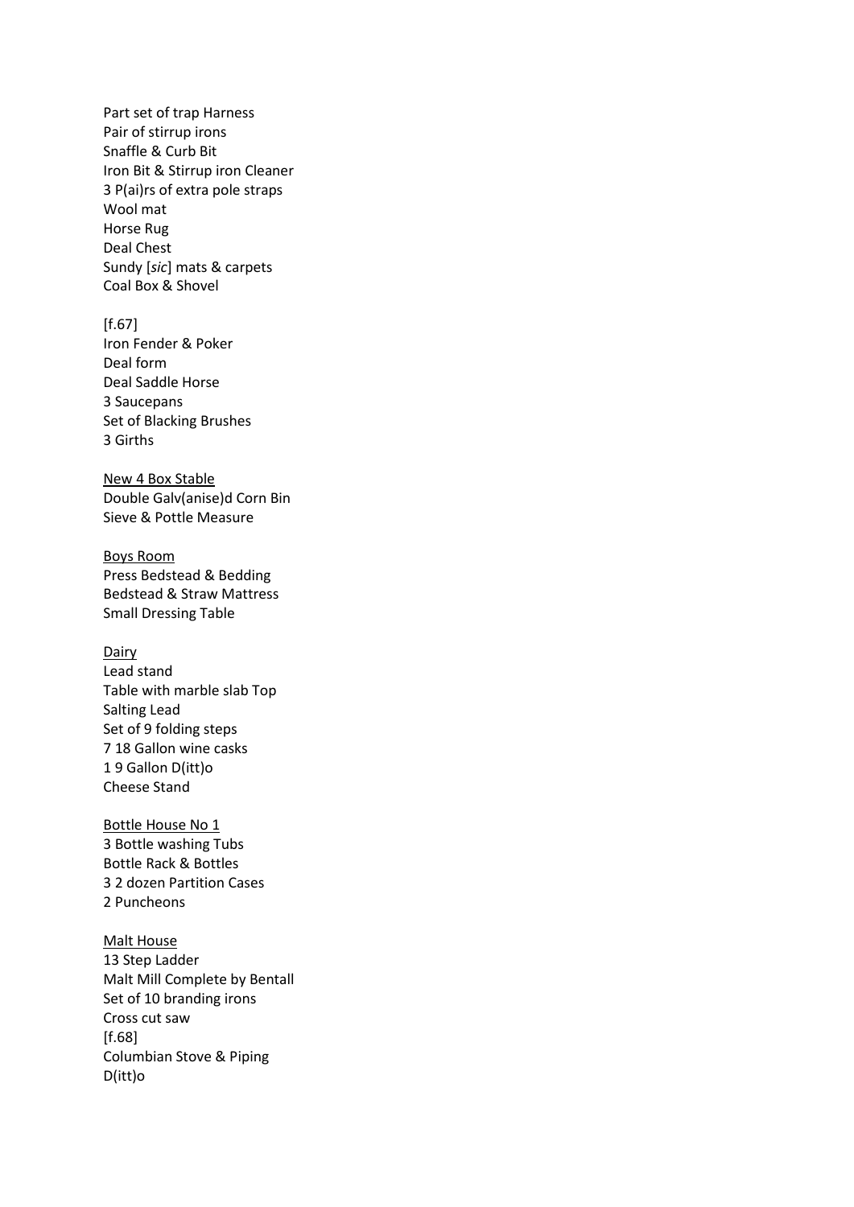Part set of trap Harness
Pair of stirrup irons
Snaffle & Curb Bit
Iron Bit & Stirrup iron Cleaner
3 P(ai)rs of extra pole straps
Wool mat
Horse Rug
Deal Chest
Sundy [*sic*] mats & carpets
Coal Box & Shovel

[f.67]
Iron Fender & Poker
Deal form
Deal Saddle Horse
3 Saucepans
Set of Blacking Brushes
3 Girths

<u>New 4 Box Stable</u>
Double Galv(anise)d Corn Bin
Sieve & Pottle Measure

<u>Boys Room</u>
Press Bedstead & Bedding
Bedstead & Straw Mattress
Small Dressing Table

<u>Dairy</u>
Lead stand
Table with marble slab Top
Salting Lead
Set of 9 folding steps
7 18 Gallon wine casks
1 9 Gallon D(itt)o
Cheese Stand

<u>Bottle House No 1</u>
3 Bottle washing Tubs
Bottle Rack & Bottles
3 2 dozen Partition Cases
2 Puncheons

<u>Malt House</u>
13 Step Ladder
Malt Mill Complete by Bentall
Set of 10 branding irons
Cross cut saw
[f.68]
Columbian Stove & Piping
D(itt)o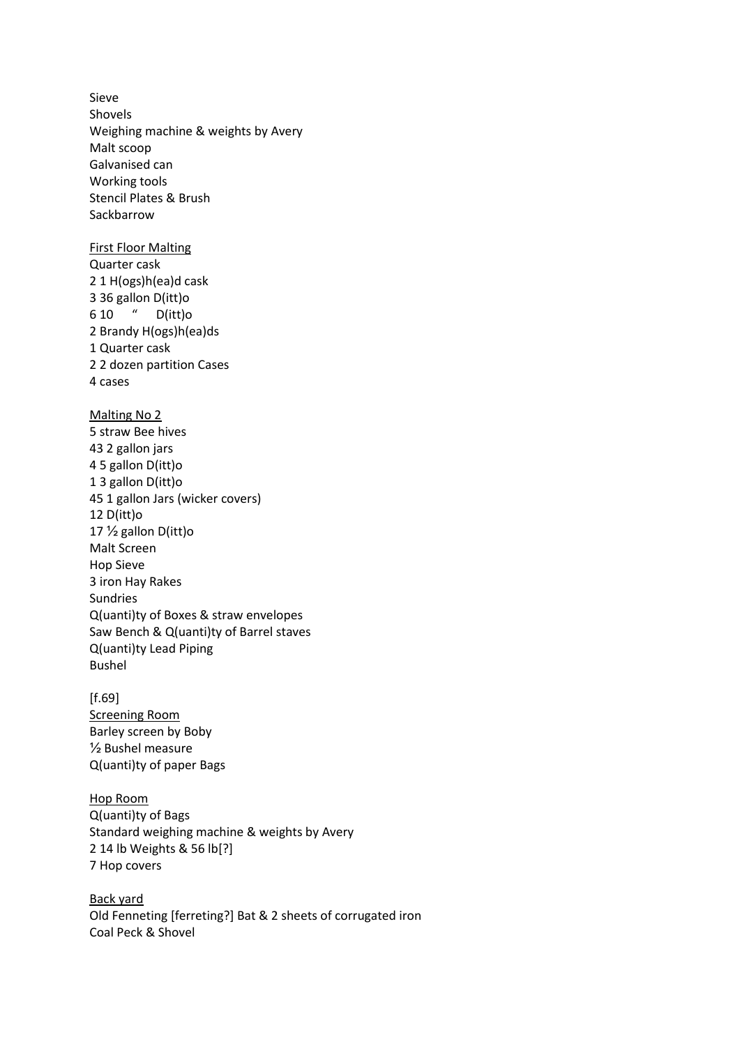Sieve
Shovels
Weighing machine & weights by Avery
Malt scoop
Galvanised can
Working tools
Stencil Plates & Brush
Sackbarrow

<u>First Floor Malting</u>
Quarter cask
2 1 H(ogs)h(ea)d cask
3 36 gallon D(itt)o
6 10 " D(itt)o
2 Brandy H(ogs)h(ea)ds
1 Quarter cask
2 2 dozen partition Cases
4 cases

<u>Malting No 2</u>
5 straw Bee hives
43 2 gallon jars
4 5 gallon D(itt)o
1 3 gallon D(itt)o
45 1 gallon Jars (wicker covers)
12 D(itt)o
17 ½ gallon D(itt)o
Malt Screen
Hop Sieve
3 iron Hay Rakes
Sundries
Q(uanti)ty of Boxes & straw envelopes
Saw Bench & Q(uanti)ty of Barrel staves
Q(uanti)ty Lead Piping
Bushel

[f.69]
<u>Screening Room</u>
Barley screen by Boby
½ Bushel measure
Q(uanti)ty of paper Bags

<u>Hop Room</u>
Q(uanti)ty of Bags
Standard weighing machine & weights by Avery
2 14 lb Weights & 56 lb[?]
7 Hop covers

<u>Back yard</u>
Old Fenneting [ferreting?] Bat & 2 sheets of corrugated iron
Coal Peck & Shovel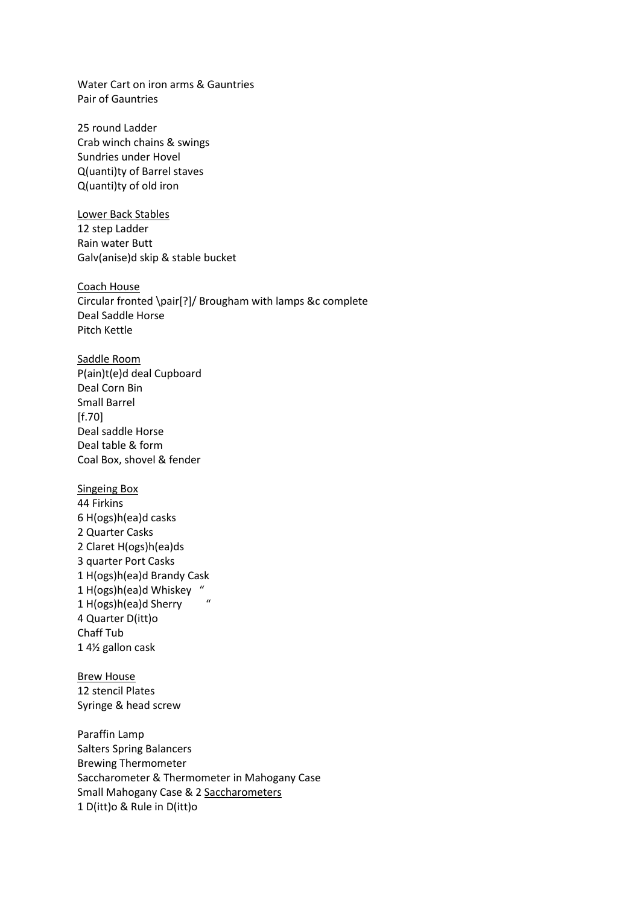Water Cart on iron arms & Gauntries
Pair of Gauntries

25 round Ladder
Crab winch chains & swings
Sundries under Hovel
Q(uanti)ty of Barrel staves
Q(uanti)ty of old iron

<u>Lower Back Stables</u>
12 step Ladder
Rain water Butt
Galv(anise)d skip & stable bucket

<u>Coach House</u>
Circular fronted \pair[?]/ Brougham with lamps &c complete
Deal Saddle Horse
Pitch Kettle

<u>Saddle Room</u>
P(ain)t(e)d deal Cupboard
Deal Corn Bin
Small Barrel
[f.70]
Deal saddle Horse
Deal table & form
Coal Box, shovel & fender

<u>Singeing Box</u>
44 Firkins
6 H(ogs)h(ea)d casks
2 Quarter Casks
2 Claret H(ogs)h(ea)ds
3 quarter Port Casks
1 H(ogs)h(ea)d Brandy Cask
1 H(ogs)h(ea)d Whiskey "
1 H(ogs)h(ea)d Sherry "
4 Quarter D(itt)o
Chaff Tub
1 4½ gallon cask

<u>Brew House</u>
12 stencil Plates
Syringe & head screw

Paraffin Lamp
Salters Spring Balancers
Brewing Thermometer
Saccharometer & Thermometer in Mahogany Case
Small Mahogany Case & 2 <u>Saccharometers</u>
1 D(itt)o & Rule in D(itt)o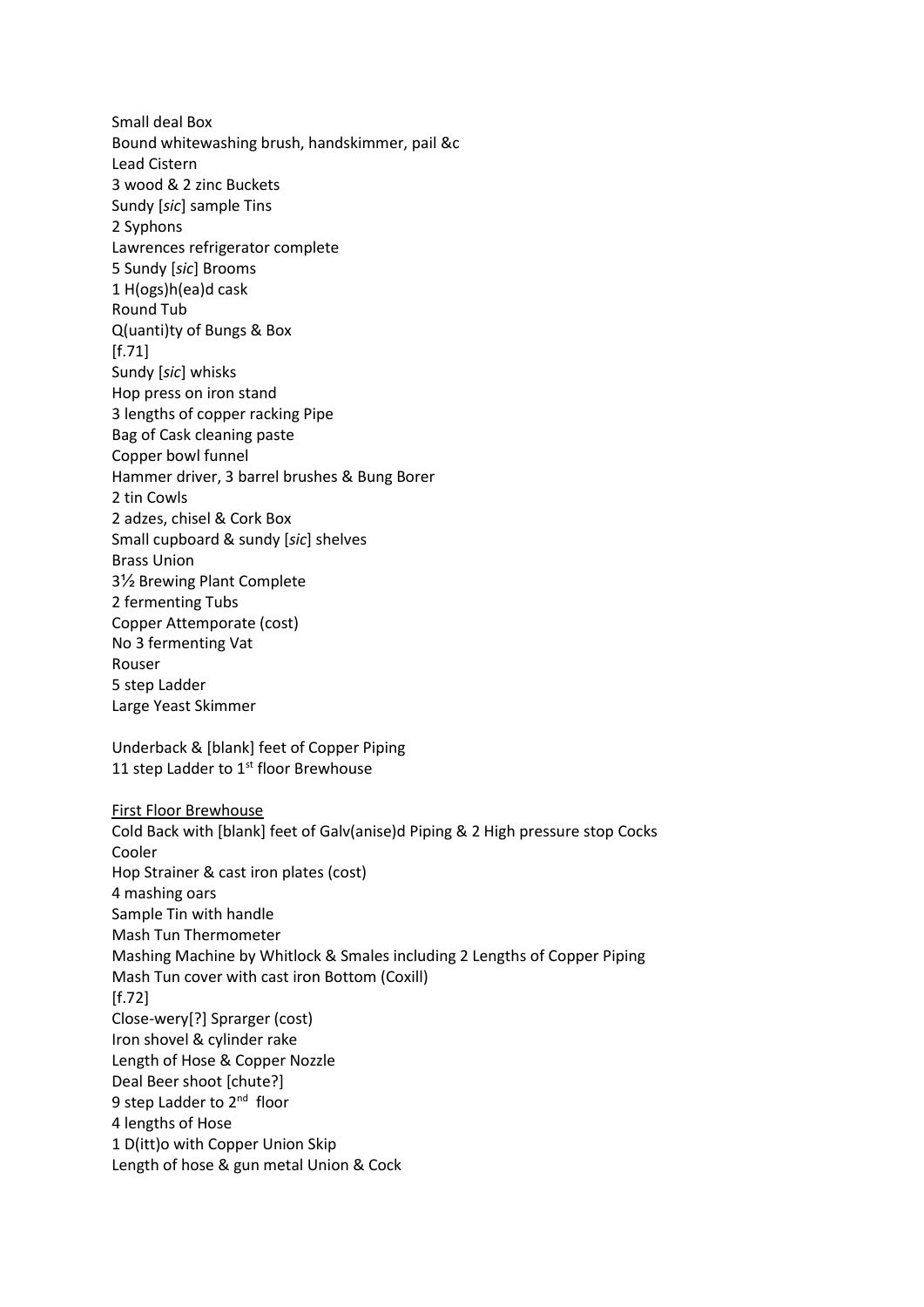Small deal Box
Bound whitewashing brush, handskimmer, pail &c
Lead Cistern
3 wood & 2 zinc Buckets
Sundy [*sic*] sample Tins
2 Syphons
Lawrences refrigerator complete
5 Sundy [*sic*] Brooms
1 H(ogs)h(ea)d cask
Round Tub
Q(uanti)ty of Bungs & Box
[f.71]
Sundy [*sic*] whisks
Hop press on iron stand
3 lengths of copper racking Pipe
Bag of Cask cleaning paste
Copper bowl funnel
Hammer driver, 3 barrel brushes & Bung Borer
2 tin Cowls
2 adzes, chisel & Cork Box
Small cupboard & sundy [*sic*] shelves
Brass Union
3½ Brewing Plant Complete
2 fermenting Tubs
Copper Attemporate (cost)
No 3 fermenting Vat
Rouser
5 step Ladder
Large Yeast Skimmer

Underback & [blank] feet of Copper Piping
11 step Ladder to 1st floor Brewhouse

<u>First Floor Brewhouse</u>
Cold Back with [blank] feet of Galv(anise)d Piping & 2 High pressure stop Cocks
Cooler
Hop Strainer & cast iron plates (cost)
4 mashing oars
Sample Tin with handle
Mash Tun Thermometer
Mashing Machine by Whitlock & Smales including 2 Lengths of Copper Piping
Mash Tun cover with cast iron Bottom (Coxill)
[f.72]
Close-wery[?] Sprarger (cost)
Iron shovel & cylinder rake
Length of Hose & Copper Nozzle
Deal Beer shoot [chute?]
9 step Ladder to 2nd floor
4 lengths of Hose
1 D(itt)o with Copper Union Skip
Length of hose & gun metal Union & Cock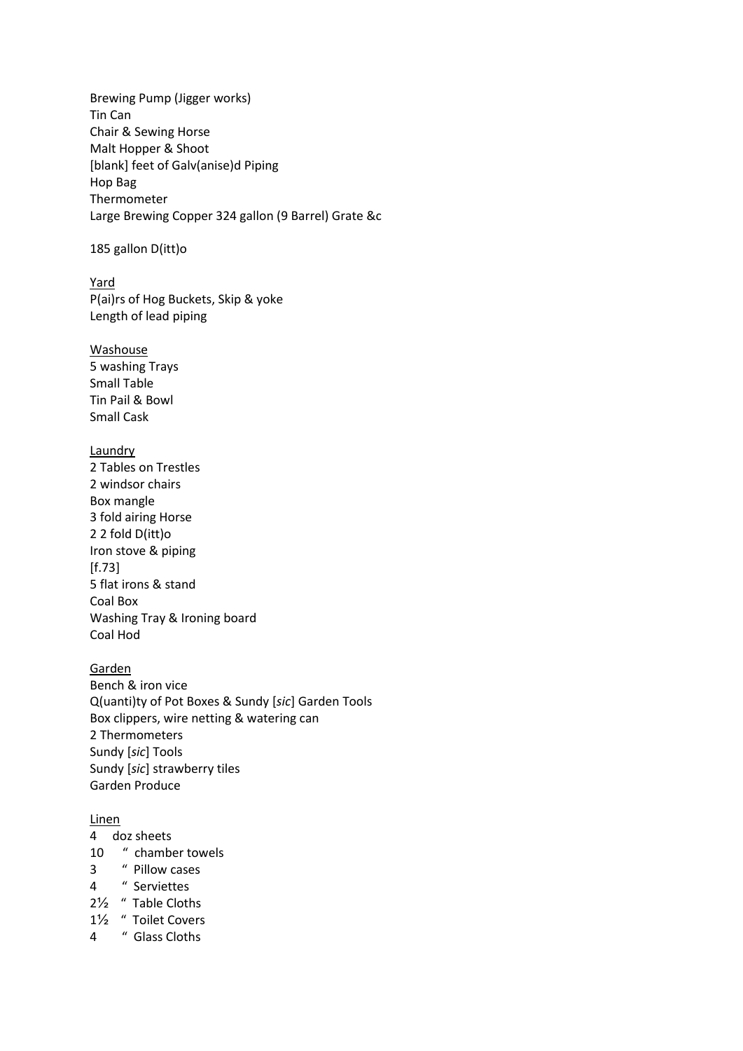Brewing Pump (Jigger works)
Tin Can
Chair & Sewing Horse
Malt Hopper & Shoot
[blank] feet of Galv(anise)d Piping
Hop Bag
Thermometer
Large Brewing Copper 324 gallon (9 Barrel) Grate &c

185 gallon D(itt)o

<u>Yard</u>
P(ai)rs of Hog Buckets, Skip & yoke
Length of lead piping

<u>Washouse</u>
5 washing Trays
Small Table
Tin Pail & Bowl
Small Cask

<u>Laundry</u>
2 Tables on Trestles
2 windsor chairs
Box mangle
3 fold airing Horse
2 2 fold D(itt)o
Iron stove & piping
[f.73]
5 flat irons & stand
Coal Box
Washing Tray & Ironing board
Coal Hod

<u>Garden</u>
Bench & iron vice
Q(uanti)ty of Pot Boxes & Sundy [*sic*] Garden Tools
Box clippers, wire netting & watering can
2 Thermometers
Sundy [*sic*] Tools
Sundy [*sic*] strawberry tiles
Garden Produce

<u>Linen</u>
4 doz sheets
10 " chamber towels
3 " Pillow cases
4 " Serviettes
2½ " Table Cloths
1½ " Toilet Covers
4 " Glass Cloths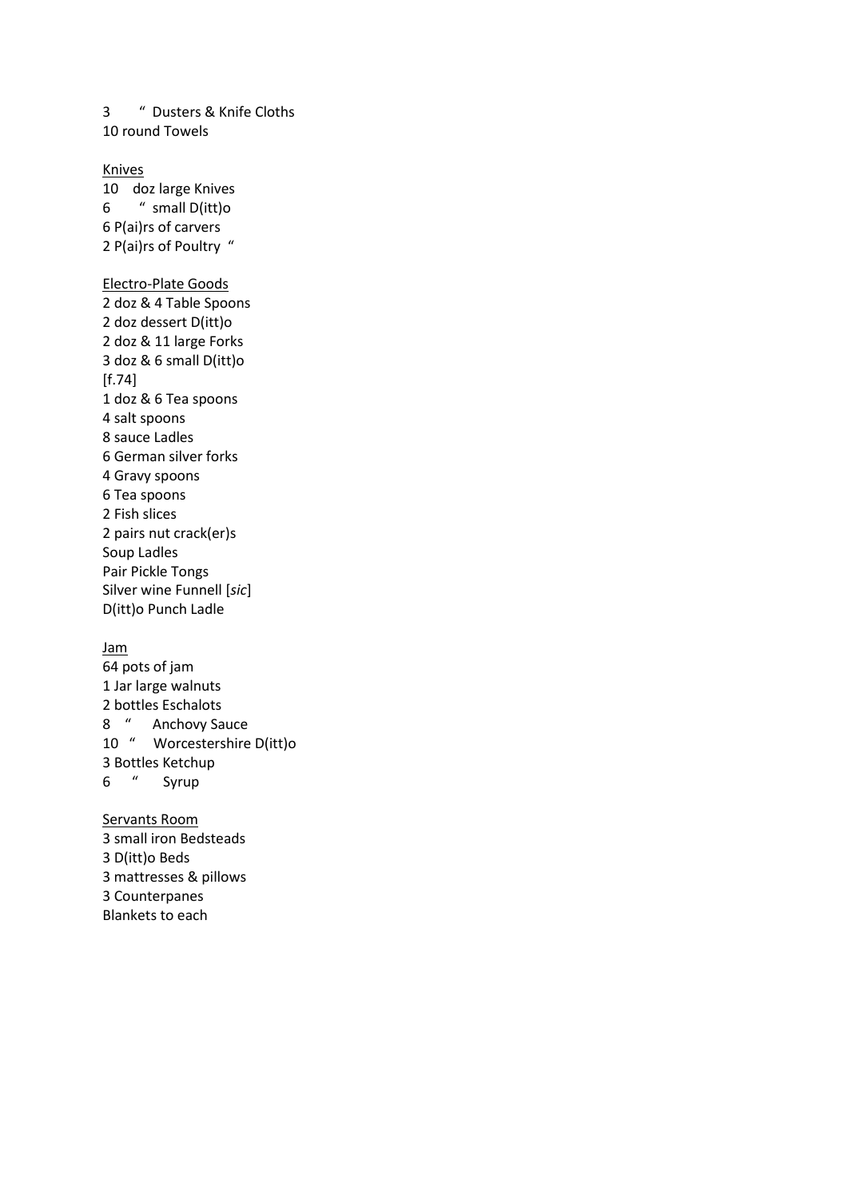3 " Dusters & Knife Cloths
10 round Towels

<u>Knives</u>
10 doz large Knives
6 " small D(itt)o
6 P(ai)rs of carvers
2 P(ai)rs of Poultry "

<u>Electro-Plate Goods</u>
2 doz & 4 Table Spoons
2 doz dessert D(itt)o
2 doz & 11 large Forks
3 doz & 6 small D(itt)o
[f.74]
1 doz & 6 Tea spoons
4 salt spoons
8 sauce Ladles
6 German silver forks
4 Gravy spoons
6 Tea spoons
2 Fish slices
2 pairs nut crack(er)s
Soup Ladles
Pair Pickle Tongs
Silver wine Funnell [*sic*]
D(itt)o Punch Ladle

<u>Jam</u>
64 pots of jam
1 Jar large walnuts
2 bottles Eschalots
8 " Anchovy Sauce
10 " Worcestershire D(itt)o
3 Bottles Ketchup
6 " Syrup

<u>Servants Room</u>
3 small iron Bedsteads
3 D(itt)o Beds
3 mattresses & pillows
3 Counterpanes
Blankets to each